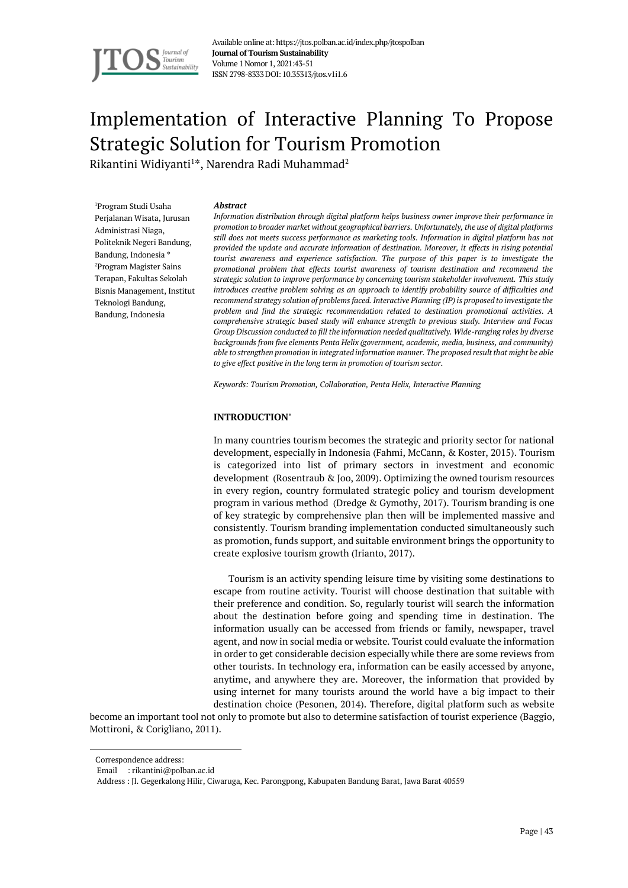# Implementation of Interactive Planning To Propose Strategic Solution for Tourism Promotion

Rikantini Widiyanti[1*], Narendra Radi Muhammad[2]

[1]Program Studi Usaha Perjalanan Wisata, Jurusan Administrasi Niaga, Politeknik Negeri Bandung, Bandung, Indonesia *
[2]Program Magister Sains Terapan, Fakultas Sekolah Bisnis Management, Institut Teknologi Bandung, Bandung, Indonesia

***Abstract***

*Information distribution through digital platform helps business owner improve their performance in promotion to broader market without geographical barriers. Unfortunately, the use of digital platforms still does not meets success performance as marketing tools. Information in digital platform has not provided the update and accurate information of destination. Moreover, it effects in rising potential tourist awareness and experience satisfaction. The purpose of this paper is to investigate the promotional problem that effects tourist awareness of tourism destination and recommend the strategic solution to improve performance by concerning tourism stakeholder involvement. This study introduces creative problem solving as an approach to identify probability source of difficulties and recommend strategy solution of problems faced. Interactive Planning (IP) is proposed to investigate the problem and find the strategic recommendation related to destination promotional activities. A comprehensive strategic based study will enhance strength to previous study. Interview and Focus Group Discussion conducted to fill the information needed qualitatively. Wide-ranging roles by diverse backgrounds from five elements Penta Helix (government, academic, media, business, and community) able to strengthen promotion in integrated information manner. The proposed result that might be able to give effect positive in the long term in promotion of tourism sector.*

*Keywords: Tourism Promotion, Collaboration, Penta Helix, Interactive Planning*

## INTRODUCTION*

In many countries tourism becomes the strategic and priority sector for national development, especially in Indonesia (Fahmi, McCann, & Koster, 2015). Tourism is categorized into list of primary sectors in investment and economic development (Rosentraub & Joo, 2009). Optimizing the owned tourism resources in every region, country formulated strategic policy and tourism development program in various method (Dredge & Gymothy, 2017). Tourism branding is one of key strategic by comprehensive plan then will be implemented massive and consistently. Tourism branding implementation conducted simultaneously such as promotion, funds support, and suitable environment brings the opportunity to create explosive tourism growth (Irianto, 2017).

Tourism is an activity spending leisure time by visiting some destinations to escape from routine activity. Tourist will choose destination that suitable with their preference and condition. So, regularly tourist will search the information about the destination before going and spending time in destination. The information usually can be accessed from friends or family, newspaper, travel agent, and now in social media or website. Tourist could evaluate the information in order to get considerable decision especially while there are some reviews from other tourists. In technology era, information can be easily accessed by anyone, anytime, and anywhere they are. Moreover, the information that provided by using internet for many tourists around the world have a big impact to their destination choice (Pesonen, 2014). Therefore, digital platform such as website become an important tool not only to promote but also to determine satisfaction of tourist experience (Baggio, Mottironi, & Corigliano, 2011).

---

Correspondence address:
Email : rikantini@polban.ac.id
Address : Jl. Gegerkalong Hilir, Ciwaruga, Kec. Parongpong, Kabupaten Bandung Barat, Jawa Barat 40559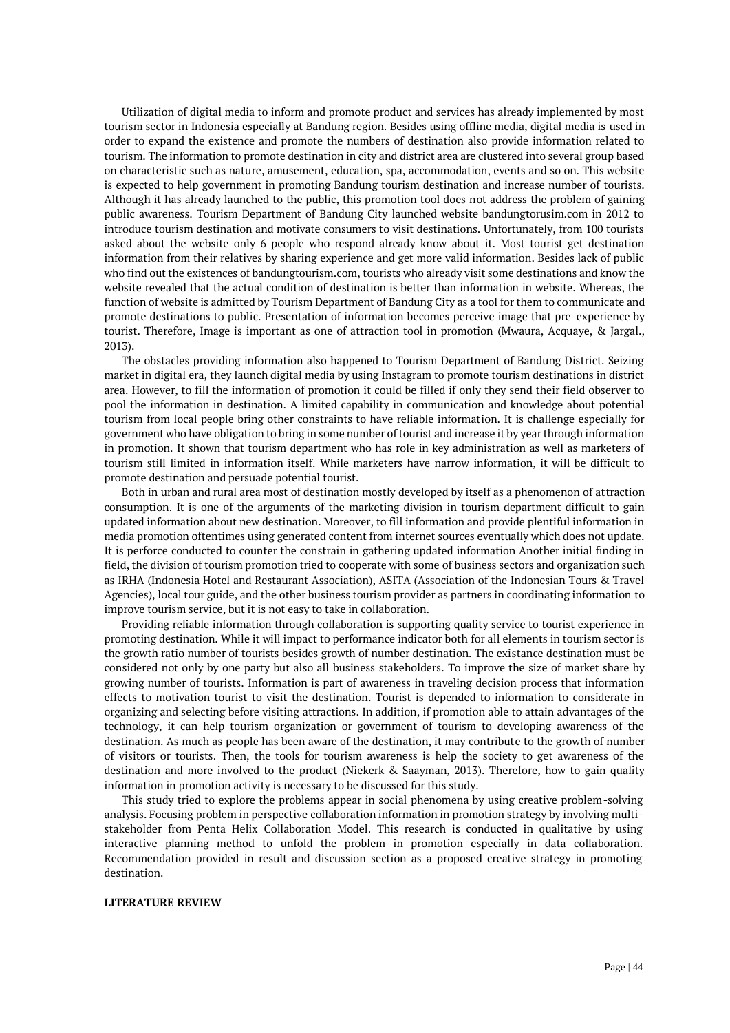Utilization of digital media to inform and promote product and services has already implemented by most tourism sector in Indonesia especially at Bandung region. Besides using offline media, digital media is used in order to expand the existence and promote the numbers of destination also provide information related to tourism. The information to promote destination in city and district area are clustered into several group based on characteristic such as nature, amusement, education, spa, accommodation, events and so on. This website is expected to help government in promoting Bandung tourism destination and increase number of tourists. Although it has already launched to the public, this promotion tool does not address the problem of gaining public awareness. Tourism Department of Bandung City launched website bandungtorusim.com in 2012 to introduce tourism destination and motivate consumers to visit destinations. Unfortunately, from 100 tourists asked about the website only 6 people who respond already know about it. Most tourist get destination information from their relatives by sharing experience and get more valid information. Besides lack of public who find out the existences of bandungtourism.com, tourists who already visit some destinations and know the website revealed that the actual condition of destination is better than information in website. Whereas, the function of website is admitted by Tourism Department of Bandung City as a tool for them to communicate and promote destinations to public. Presentation of information becomes perceive image that pre-experience by tourist. Therefore, Image is important as one of attraction tool in promotion (Mwaura, Acquaye, & Jargal., 2013).

The obstacles providing information also happened to Tourism Department of Bandung District. Seizing market in digital era, they launch digital media by using Instagram to promote tourism destinations in district area. However, to fill the information of promotion it could be filled if only they send their field observer to pool the information in destination. A limited capability in communication and knowledge about potential tourism from local people bring other constraints to have reliable information. It is challenge especially for government who have obligation to bring in some number of tourist and increase it by year through information in promotion. It shown that tourism department who has role in key administration as well as marketers of tourism still limited in information itself. While marketers have narrow information, it will be difficult to promote destination and persuade potential tourist.

Both in urban and rural area most of destination mostly developed by itself as a phenomenon of attraction consumption. It is one of the arguments of the marketing division in tourism department difficult to gain updated information about new destination. Moreover, to fill information and provide plentiful information in media promotion oftentimes using generated content from internet sources eventually which does not update. It is perforce conducted to counter the constrain in gathering updated information Another initial finding in field, the division of tourism promotion tried to cooperate with some of business sectors and organization such as IRHA (Indonesia Hotel and Restaurant Association), ASITA (Association of the Indonesian Tours & Travel Agencies), local tour guide, and the other business tourism provider as partners in coordinating information to improve tourism service, but it is not easy to take in collaboration.

Providing reliable information through collaboration is supporting quality service to tourist experience in promoting destination. While it will impact to performance indicator both for all elements in tourism sector is the growth ratio number of tourists besides growth of number destination. The existance destination must be considered not only by one party but also all business stakeholders. To improve the size of market share by growing number of tourists. Information is part of awareness in traveling decision process that information effects to motivation tourist to visit the destination. Tourist is depended to information to considerate in organizing and selecting before visiting attractions. In addition, if promotion able to attain advantages of the technology, it can help tourism organization or government of tourism to developing awareness of the destination. As much as people has been aware of the destination, it may contribute to the growth of number of visitors or tourists. Then, the tools for tourism awareness is help the society to get awareness of the destination and more involved to the product (Niekerk & Saayman, 2013). Therefore, how to gain quality information in promotion activity is necessary to be discussed for this study.

This study tried to explore the problems appear in social phenomena by using creative problem-solving analysis. Focusing problem in perspective collaboration information in promotion strategy by involving multi-stakeholder from Penta Helix Collaboration Model. This research is conducted in qualitative by using interactive planning method to unfold the problem in promotion especially in data collaboration. Recommendation provided in result and discussion section as a proposed creative strategy in promoting destination.

## LITERATURE REVIEW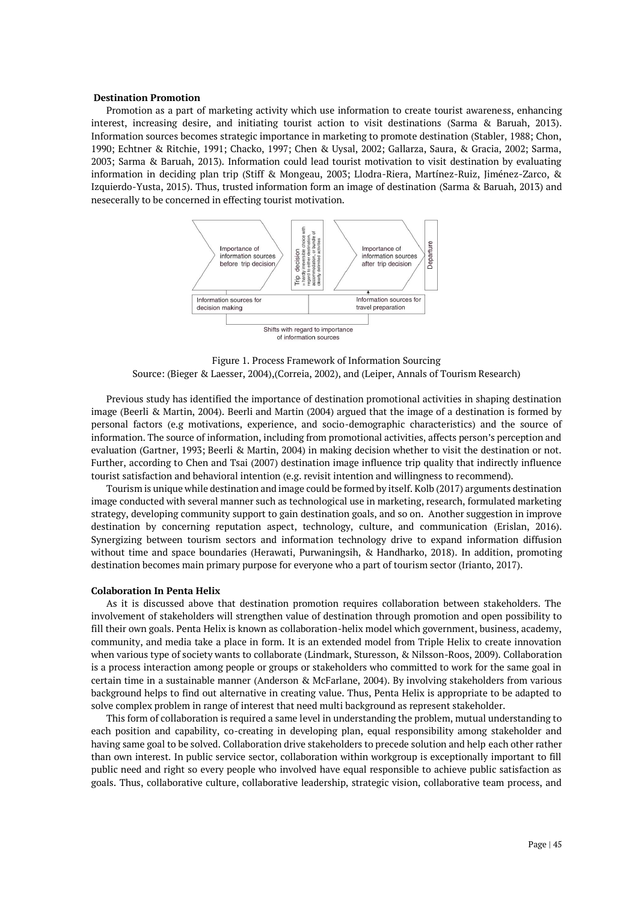**Destination Promotion**

Promotion as a part of marketing activity which use information to create tourist awareness, enhancing interest, increasing desire, and initiating tourist action to visit destinations (Sarma & Baruah, 2013). Information sources becomes strategic importance in marketing to promote destination (Stabler, 1988; Chon, 1990; Echtner & Ritchie, 1991; Chacko, 1997; Chen & Uysal, 2002; Gallarza, Saura, & Gracia, 2002; Sarma, 2003; Sarma & Baruah, 2013). Information could lead tourist motivation to visit destination by evaluating information in deciding plan trip (Stiff & Mongeau, 2003; Llodra-Riera, Martínez-Ruiz, Jiménez-Zarco, & Izquierdo-Yusta, 2015). Thus, trusted information form an image of destination (Sarma & Baruah, 2013) and nesecerally to be concerned in effecting tourist motivation.

Figure 1. Process Framework of Information Sourcing
Source: (Bieger & Laesser, 2004),(Correia, 2002), and (Leiper, Annals of Tourism Research)

Previous study has identified the importance of destination promotional activities in shaping destination image (Beerli & Martin, 2004). Beerli and Martin (2004) argued that the image of a destination is formed by personal factors (e.g motivations, experience, and socio-demographic characteristics) and the source of information. The source of information, including from promotional activities, affects person's perception and evaluation (Gartner, 1993; Beerli & Martin, 2004) in making decision whether to visit the destination or not. Further, according to Chen and Tsai (2007) destination image influence trip quality that indirectly influence tourist satisfaction and behavioral intention (e.g. revisit intention and willingness to recommend).

Tourism is unique while destination and image could be formed by itself. Kolb (2017) arguments destination image conducted with several manner such as technological use in marketing, research, formulated marketing strategy, developing community support to gain destination goals, and so on. Another suggestion in improve destination by concerning reputation aspect, technology, culture, and communication (Erislan, 2016). Synergizing between tourism sectors and information technology drive to expand information diffusion without time and space boundaries (Herawati, Purwaningsih, & Handharko, 2018). In addition, promoting destination becomes main primary purpose for everyone who a part of tourism sector (Irianto, 2017).

**Colaboration In Penta Helix**

As it is discussed above that destination promotion requires collaboration between stakeholders. The involvement of stakeholders will strengthen value of destination through promotion and open possibility to fill their own goals. Penta Helix is known as collaboration-helix model which government, business, academy, community, and media take a place in form. It is an extended model from Triple Helix to create innovation when various type of society wants to collaborate (Lindmark, Sturesson, & Nilsson-Roos, 2009). Collaboration is a process interaction among people or groups or stakeholders who committed to work for the same goal in certain time in a sustainable manner (Anderson & McFarlane, 2004). By involving stakeholders from various background helps to find out alternative in creating value. Thus, Penta Helix is appropriate to be adapted to solve complex problem in range of interest that need multi background as represent stakeholder.

This form of collaboration is required a same level in understanding the problem, mutual understanding to each position and capability, co-creating in developing plan, equal responsibility among stakeholder and having same goal to be solved. Collaboration drive stakeholders to precede solution and help each other rather than own interest. In public service sector, collaboration within workgroup is exceptionally important to fill public need and right so every people who involved have equal responsible to achieve public satisfaction as goals. Thus, collaborative culture, collaborative leadership, strategic vision, collaborative team process, and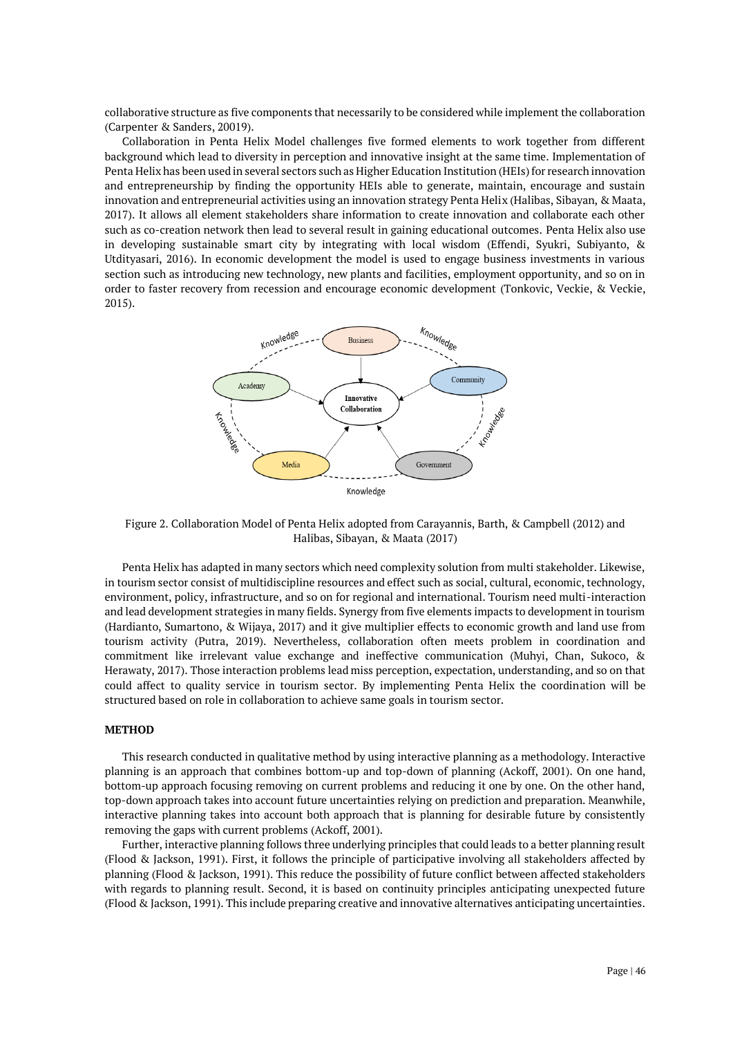collaborative structure as five components that necessarily to be considered while implement the collaboration (Carpenter & Sanders, 20019).

Collaboration in Penta Helix Model challenges five formed elements to work together from different background which lead to diversity in perception and innovative insight at the same time. Implementation of Penta Helix has been used in several sectors such as Higher Education Institution (HEIs) for research innovation and entrepreneurship by finding the opportunity HEIs able to generate, maintain, encourage and sustain innovation and entrepreneurial activities using an innovation strategy Penta Helix (Halibas, Sibayan, & Maata, 2017). It allows all element stakeholders share information to create innovation and collaborate each other such as co-creation network then lead to several result in gaining educational outcomes. Penta Helix also use in developing sustainable smart city by integrating with local wisdom (Effendi, Syukri, Subiyanto, & Utdityasari, 2016). In economic development the model is used to engage business investments in various section such as introducing new technology, new plants and facilities, employment opportunity, and so on in order to faster recovery from recession and encourage economic development (Tonkovic, Veckie, & Veckie, 2015).

Figure 2. Collaboration Model of Penta Helix adopted from Carayannis, Barth, & Campbell (2012) and Halibas, Sibayan, & Maata (2017)

Penta Helix has adapted in many sectors which need complexity solution from multi stakeholder. Likewise, in tourism sector consist of multidiscipline resources and effect such as social, cultural, economic, technology, environment, policy, infrastructure, and so on for regional and international. Tourism need multi-interaction and lead development strategies in many fields. Synergy from five elements impacts to development in tourism (Hardianto, Sumartono, & Wijaya, 2017) and it give multiplier effects to economic growth and land use from tourism activity (Putra, 2019). Nevertheless, collaboration often meets problem in coordination and commitment like irrelevant value exchange and ineffective communication (Muhyi, Chan, Sukoco, & Herawaty, 2017). Those interaction problems lead miss perception, expectation, understanding, and so on that could affect to quality service in tourism sector. By implementing Penta Helix the coordination will be structured based on role in collaboration to achieve same goals in tourism sector.

## METHOD

This research conducted in qualitative method by using interactive planning as a methodology. Interactive planning is an approach that combines bottom-up and top-down of planning (Ackoff, 2001). On one hand, bottom-up approach focusing removing on current problems and reducing it one by one. On the other hand, top-down approach takes into account future uncertainties relying on prediction and preparation. Meanwhile, interactive planning takes into account both approach that is planning for desirable future by consistently removing the gaps with current problems (Ackoff, 2001).

Further, interactive planning follows three underlying principles that could leads to a better planning result (Flood & Jackson, 1991). First, it follows the principle of participative involving all stakeholders affected by planning (Flood & Jackson, 1991). This reduce the possibility of future conflict between affected stakeholders with regards to planning result. Second, it is based on continuity principles anticipating unexpected future (Flood & Jackson, 1991). This include preparing creative and innovative alternatives anticipating uncertainties.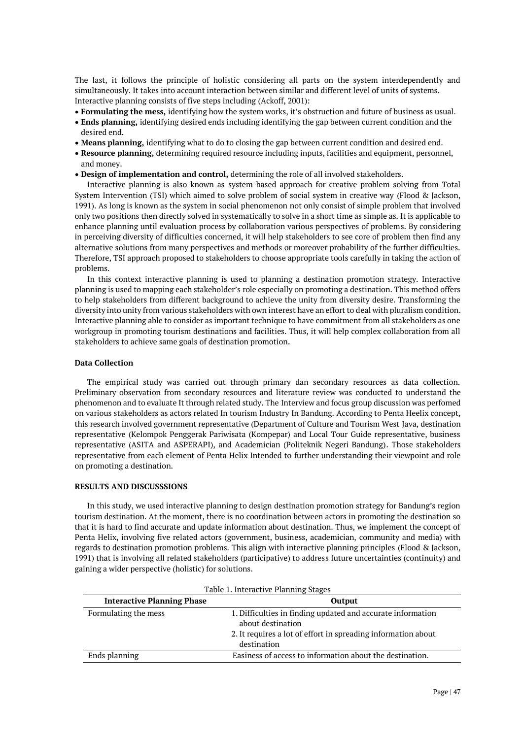The last, it follows the principle of holistic considering all parts on the system interdependently and simultaneously. It takes into account interaction between similar and different level of units of systems. Interactive planning consists of five steps including (Ackoff, 2001):

- **Formulating the mess,** identifying how the system works, it's obstruction and future of business as usual.
- **Ends planning,** identifying desired ends including identifying the gap between current condition and the desired end.
- **Means planning,** identifying what to do to closing the gap between current condition and desired end.
- **Resource planning,** determining required resource including inputs, facilities and equipment, personnel, and money.
- **Design of implementation and control,** determining the role of all involved stakeholders.

Interactive planning is also known as system-based approach for creative problem solving from Total System Intervention (TSI) which aimed to solve problem of social system in creative way (Flood & Jackson, 1991). As long is known as the system in social phenomenon not only consist of simple problem that involved only two positions then directly solved in systematically to solve in a short time as simple as. It is applicable to enhance planning until evaluation process by collaboration various perspectives of problems. By considering in perceiving diversity of difficulties concerned, it will help stakeholders to see core of problem then find any alternative solutions from many perspectives and methods or moreover probability of the further difficulties. Therefore, TSI approach proposed to stakeholders to choose appropriate tools carefully in taking the action of problems.

In this context interactive planning is used to planning a destination promotion strategy. Interactive planning is used to mapping each stakeholder's role especially on promoting a destination. This method offers to help stakeholders from different background to achieve the unity from diversity desire. Transforming the diversity into unity from various stakeholders with own interest have an effort to deal with pluralism condition. Interactive planning able to consider as important technique to have commitment from all stakeholders as one workgroup in promoting tourism destinations and facilities. Thus, it will help complex collaboration from all stakeholders to achieve same goals of destination promotion.

### Data Collection

The empirical study was carried out through primary dan secondary resources as data collection. Preliminary observation from secondary resources and literature review was conducted to understand the phenomenon and to evaluate It through related study. The Interview and focus group discussion was perfomed on various stakeholders as actors related In tourism Industry In Bandung. According to Penta Heelix concept, this research involved government representative (Department of Culture and Tourism West Java, destination representative (Kelompok Penggerak Pariwisata (Kompepar) and Local Tour Guide representative, business representative (ASITA and ASPERAPI), and Academician (Politeknik Negeri Bandung). Those stakeholders representative from each element of Penta Helix Intended to further understanding their viewpoint and role on promoting a destination.

## RESULTS AND DISCUSSSIONS

In this study, we used interactive planning to design destination promotion strategy for Bandung's region tourism destination. At the moment, there is no coordination between actors in promoting the destination so that it is hard to find accurate and update information about destination. Thus, we implement the concept of Penta Helix, involving five related actors (government, business, academician, community and media) with regards to destination promotion problems. This align with interactive planning principles (Flood & Jackson, 1991) that is involving all related stakeholders (participative) to address future uncertainties (continuity) and gaining a wider perspective (holistic) for solutions.

Table 1. Interactive Planning Stages

| Interactive Planning Phase | Output |
|---|---|
| Formulating the mess | 1. Difficulties in finding updated and accurate information about destination<br>2. It requires a lot of effort in spreading information about destination |
| Ends planning | Easiness of access to information about the destination. |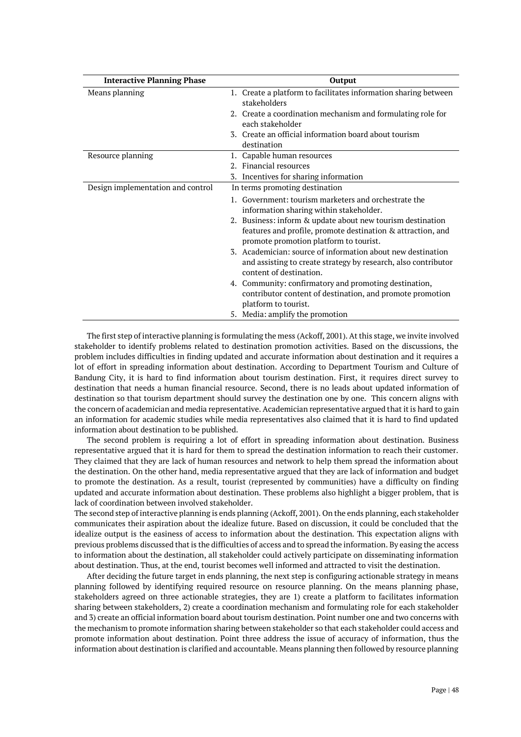| Interactive Planning Phase | Output |
|---|---|
| Means planning | 1. Create a platform to facilitates information sharing between stakeholders<br>2. Create a coordination mechanism and formulating role for each stakeholder<br>3. Create an official information board about tourism destination |
| Resource planning | 1. Capable human resources<br>2. Financial resources<br>3. Incentives for sharing information |
| Design implementation and control | In terms promoting destination<br>1. Government: tourism marketers and orchestrate the information sharing within stakeholder.<br>2. Business: inform & update about new tourism destination features and profile, promote destination & attraction, and promote promotion platform to tourist.<br>3. Academician: source of information about new destination and assisting to create strategy by research, also contributor content of destination.<br>4. Community: confirmatory and promoting destination, contributor content of destination, and promote promotion platform to tourist.<br>5. Media: amplify the promotion |

The first step of interactive planning is formulating the mess (Ackoff, 2001). At this stage, we invite involved stakeholder to identify problems related to destination promotion activities. Based on the discussions, the problem includes difficulties in finding updated and accurate information about destination and it requires a lot of effort in spreading information about destination. According to Department Tourism and Culture of Bandung City, it is hard to find information about tourism destination. First, it requires direct survey to destination that needs a human financial resource. Second, there is no leads about updated information of destination so that tourism department should survey the destination one by one. This concern aligns with the concern of academician and media representative. Academician representative argued that it is hard to gain an information for academic studies while media representatives also claimed that it is hard to find updated information about destination to be published.

The second problem is requiring a lot of effort in spreading information about destination. Business representative argued that it is hard for them to spread the destination information to reach their customer. They claimed that they are lack of human resources and network to help them spread the information about the destination. On the other hand, media representative argued that they are lack of information and budget to promote the destination. As a result, tourist (represented by communities) have a difficulty on finding updated and accurate information about destination. These problems also highlight a bigger problem, that is lack of coordination between involved stakeholder.

The second step of interactive planning is ends planning (Ackoff, 2001). On the ends planning, each stakeholder communicates their aspiration about the idealize future. Based on discussion, it could be concluded that the idealize output is the easiness of access to information about the destination. This expectation aligns with previous problems discussed that is the difficulties of access and to spread the information. By easing the access to information about the destination, all stakeholder could actively participate on disseminating information about destination. Thus, at the end, tourist becomes well informed and attracted to visit the destination.

After deciding the future target in ends planning, the next step is configuring actionable strategy in means planning followed by identifying required resource on resource planning. On the means planning phase, stakeholders agreed on three actionable strategies, they are 1) create a platform to facilitates information sharing between stakeholders, 2) create a coordination mechanism and formulating role for each stakeholder and 3) create an official information board about tourism destination. Point number one and two concerns with the mechanism to promote information sharing between stakeholder so that each stakeholder could access and promote information about destination. Point three address the issue of accuracy of information, thus the information about destination is clarified and accountable. Means planning then followed by resource planning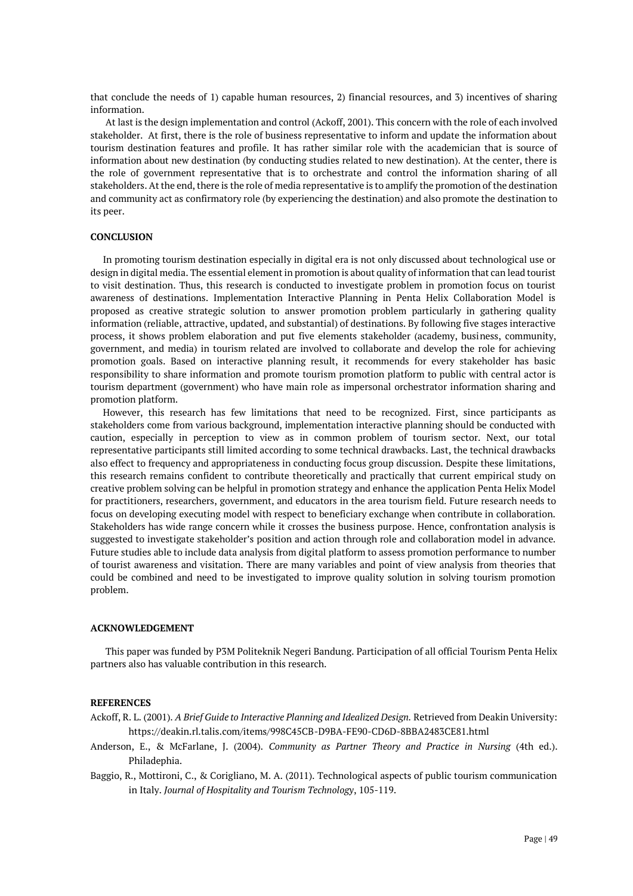that conclude the needs of 1) capable human resources, 2) financial resources, and 3) incentives of sharing information.

At last is the design implementation and control (Ackoff, 2001). This concern with the role of each involved stakeholder. At first, there is the role of business representative to inform and update the information about tourism destination features and profile. It has rather similar role with the academician that is source of information about new destination (by conducting studies related to new destination). At the center, there is the role of government representative that is to orchestrate and control the information sharing of all stakeholders. At the end, there is the role of media representative is to amplify the promotion of the destination and community act as confirmatory role (by experiencing the destination) and also promote the destination to its peer.

## CONCLUSION

In promoting tourism destination especially in digital era is not only discussed about technological use or design in digital media. The essential element in promotion is about quality of information that can lead tourist to visit destination. Thus, this research is conducted to investigate problem in promotion focus on tourist awareness of destinations. Implementation Interactive Planning in Penta Helix Collaboration Model is proposed as creative strategic solution to answer promotion problem particularly in gathering quality information (reliable, attractive, updated, and substantial) of destinations. By following five stages interactive process, it shows problem elaboration and put five elements stakeholder (academy, business, community, government, and media) in tourism related are involved to collaborate and develop the role for achieving promotion goals. Based on interactive planning result, it recommends for every stakeholder has basic responsibility to share information and promote tourism promotion platform to public with central actor is tourism department (government) who have main role as impersonal orchestrator information sharing and promotion platform.

However, this research has few limitations that need to be recognized. First, since participants as stakeholders come from various background, implementation interactive planning should be conducted with caution, especially in perception to view as in common problem of tourism sector. Next, our total representative participants still limited according to some technical drawbacks. Last, the technical drawbacks also effect to frequency and appropriateness in conducting focus group discussion. Despite these limitations, this research remains confident to contribute theoretically and practically that current empirical study on creative problem solving can be helpful in promotion strategy and enhance the application Penta Helix Model for practitioners, researchers, government, and educators in the area tourism field. Future research needs to focus on developing executing model with respect to beneficiary exchange when contribute in collaboration. Stakeholders has wide range concern while it crosses the business purpose. Hence, confrontation analysis is suggested to investigate stakeholder's position and action through role and collaboration model in advance. Future studies able to include data analysis from digital platform to assess promotion performance to number of tourist awareness and visitation. There are many variables and point of view analysis from theories that could be combined and need to be investigated to improve quality solution in solving tourism promotion problem.

## ACKNOWLEDGEMENT

This paper was funded by P3M Politeknik Negeri Bandung. Participation of all official Tourism Penta Helix partners also has valuable contribution in this research.

## REFERENCES

Ackoff, R. L. (2001). *A Brief Guide to Interactive Planning and Idealized Design.* Retrieved from Deakin University: https://deakin.rl.talis.com/items/998C45CB-D9BA-FE90-CD6D-8BBA2483CE81.html

Anderson, E., & McFarlane, J. (2004). *Community as Partner Theory and Practice in Nursing* (4th ed.). Philadephia.

Baggio, R., Mottironi, C., & Corigliano, M. A. (2011). Technological aspects of public tourism communication in Italy. *Journal of Hospitality and Tourism Technology*, 105-119.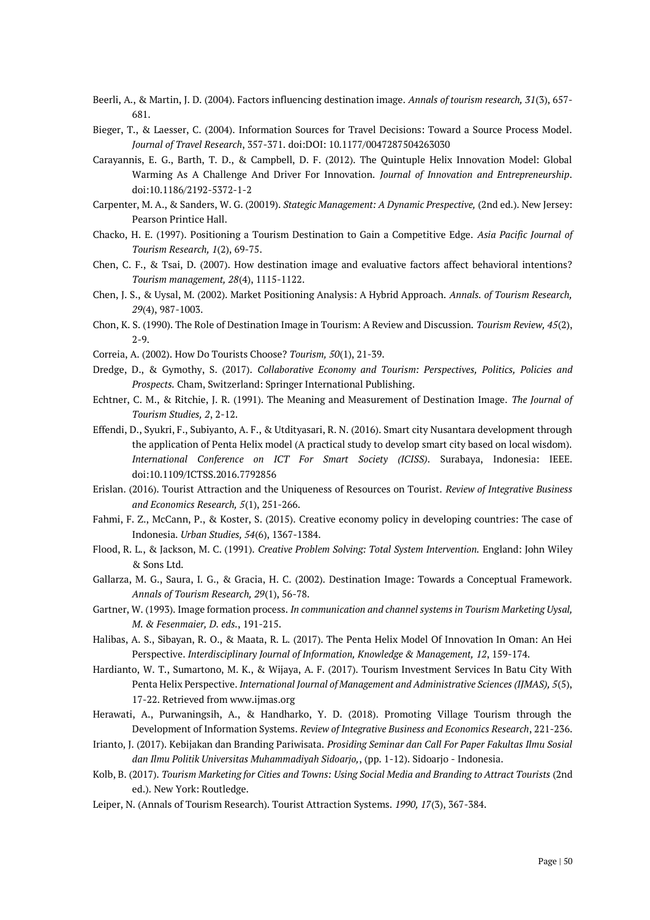Beerli, A., & Martin, J. D. (2004). Factors influencing destination image. *Annals of tourism research, 31*(3), 657-681.

Bieger, T., & Laesser, C. (2004). Information Sources for Travel Decisions: Toward a Source Process Model. *Journal of Travel Research*, 357-371. doi:DOI: 10.1177/0047287504263030

Carayannis, E. G., Barth, T. D., & Campbell, D. F. (2012). The Quintuple Helix Innovation Model: Global Warming As A Challenge And Driver For Innovation. *Journal of Innovation and Entrepreneurship*. doi:10.1186/2192-5372-1-2

Carpenter, M. A., & Sanders, W. G. (20019). *Stategic Management: A Dynamic Prespective,* (2nd ed.). New Jersey: Pearson Printice Hall.

Chacko, H. E. (1997). Positioning a Tourism Destination to Gain a Competitive Edge. *Asia Pacific Journal of Tourism Research, 1*(2), 69-75.

Chen, C. F., & Tsai, D. (2007). How destination image and evaluative factors affect behavioral intentions? *Tourism management, 28*(4), 1115-1122.

Chen, J. S., & Uysal, M. (2002). Market Positioning Analysis: A Hybrid Approach. *Annals. of Tourism Research, 29*(4), 987-1003.

Chon, K. S. (1990). The Role of Destination Image in Tourism: A Review and Discussion. *Tourism Review, 45*(2), 2-9.

Correia, A. (2002). How Do Tourists Choose? *Tourism, 50*(1), 21-39.

Dredge, D., & Gymothy, S. (2017). *Collaborative Economy and Tourism: Perspectives, Politics, Policies and Prospects.* Cham, Switzerland: Springer International Publishing.

Echtner, C. M., & Ritchie, J. R. (1991). The Meaning and Measurement of Destination Image. *The Journal of Tourism Studies, 2*, 2-12.

Effendi, D., Syukri, F., Subiyanto, A. F., & Utdityasari, R. N. (2016). Smart city Nusantara development through the application of Penta Helix model (A practical study to develop smart city based on local wisdom). *International Conference on ICT For Smart Society (ICISS)*. Surabaya, Indonesia: IEEE. doi:10.1109/ICTSS.2016.7792856

Erislan. (2016). Tourist Attraction and the Uniqueness of Resources on Tourist. *Review of Integrative Business and Economics Research, 5*(1), 251-266.

Fahmi, F. Z., McCann, P., & Koster, S. (2015). Creative economy policy in developing countries: The case of Indonesia. *Urban Studies, 54*(6), 1367-1384.

Flood, R. L., & Jackson, M. C. (1991). *Creative Problem Solving: Total System Intervention.* England: John Wiley & Sons Ltd.

Gallarza, M. G., Saura, I. G., & Gracia, H. C. (2002). Destination Image: Towards a Conceptual Framework. *Annals of Tourism Research, 29*(1), 56-78.

Gartner, W. (1993). Image formation process. *In communication and channel systems in Tourism Marketing Uysal, M. & Fesenmaier, D. eds.*, 191-215.

Halibas, A. S., Sibayan, R. O., & Maata, R. L. (2017). The Penta Helix Model Of Innovation In Oman: An Hei Perspective. *Interdisciplinary Journal of Information, Knowledge & Management, 12*, 159-174.

Hardianto, W. T., Sumartono, M. K., & Wijaya, A. F. (2017). Tourism Investment Services In Batu City With Penta Helix Perspective. *International Journal of Management and Administrative Sciences (IJMAS), 5*(5), 17-22. Retrieved from www.ijmas.org

Herawati, A., Purwaningsih, A., & Handharko, Y. D. (2018). Promoting Village Tourism through the Development of Information Systems. *Review of Integrative Business and Economics Research*, 221-236.

Irianto, J. (2017). Kebijakan dan Branding Pariwisata. *Prosiding Seminar dan Call For Paper Fakultas Ilmu Sosial dan Ilmu Politik Universitas Muhammadiyah Sidoarjo,*, (pp. 1-12). Sidoarjo - Indonesia.

Kolb, B. (2017). *Tourism Marketing for Cities and Towns: Using Social Media and Branding to Attract Tourists* (2nd ed.). New York: Routledge.

Leiper, N. (Annals of Tourism Research). Tourist Attraction Systems. *1990, 17*(3), 367-384.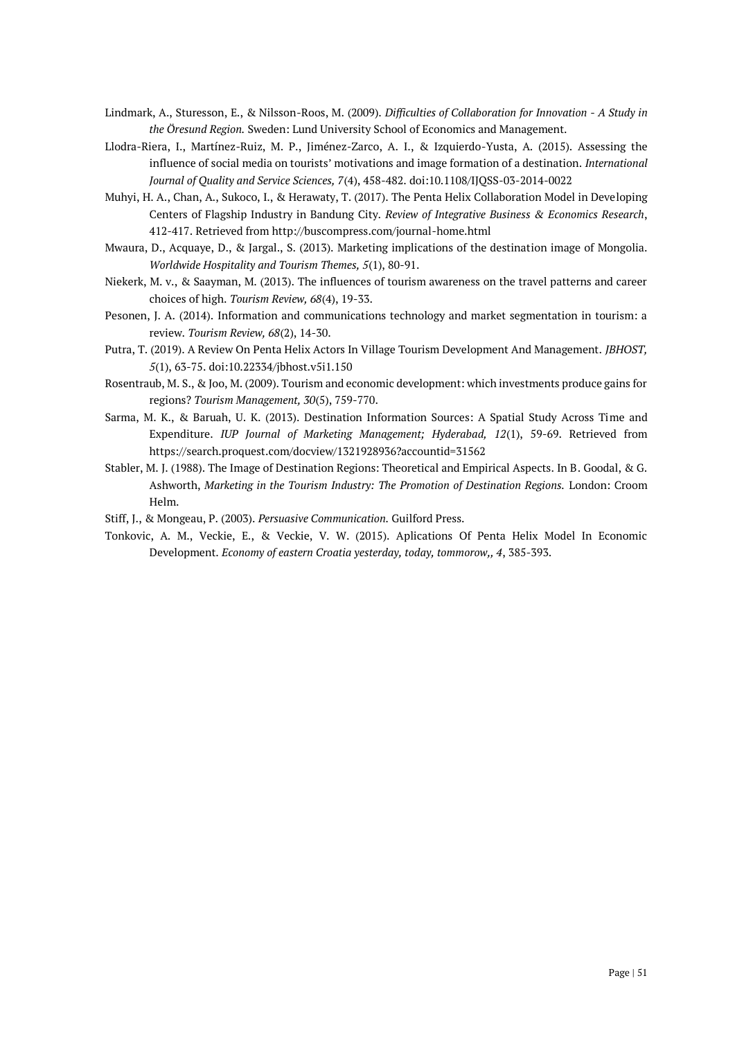Lindmark, A., Sturesson, E., & Nilsson-Roos, M. (2009). *Difficulties of Collaboration for Innovation - A Study in the Öresund Region.* Sweden: Lund University School of Economics and Management.

Llodra-Riera, I., Martínez-Ruiz, M. P., Jiménez-Zarco, A. I., & Izquierdo-Yusta, A. (2015). Assessing the influence of social media on tourists' motivations and image formation of a destination. *International Journal of Quality and Service Sciences, 7*(4), 458-482. doi:10.1108/IJQSS-03-2014-0022

Muhyi, H. A., Chan, A., Sukoco, I., & Herawaty, T. (2017). The Penta Helix Collaboration Model in Developing Centers of Flagship Industry in Bandung City. *Review of Integrative Business & Economics Research*, 412-417. Retrieved from http://buscompress.com/journal-home.html

Mwaura, D., Acquaye, D., & Jargal., S. (2013). Marketing implications of the destination image of Mongolia. *Worldwide Hospitality and Tourism Themes, 5*(1), 80-91.

Niekerk, M. v., & Saayman, M. (2013). The influences of tourism awareness on the travel patterns and career choices of high. *Tourism Review, 68*(4), 19-33.

Pesonen, J. A. (2014). Information and communications technology and market segmentation in tourism: a review. *Tourism Review, 68*(2), 14-30.

Putra, T. (2019). A Review On Penta Helix Actors In Village Tourism Development And Management. *JBHOST, 5*(1), 63-75. doi:10.22334/jbhost.v5i1.150

Rosentraub, M. S., & Joo, M. (2009). Tourism and economic development: which investments produce gains for regions? *Tourism Management, 30*(5), 759-770.

Sarma, M. K., & Baruah, U. K. (2013). Destination Information Sources: A Spatial Study Across Time and Expenditure. *IUP Journal of Marketing Management; Hyderabad, 12*(1), 59-69. Retrieved from https://search.proquest.com/docview/1321928936?accountid=31562

Stabler, M. J. (1988). The Image of Destination Regions: Theoretical and Empirical Aspects. In B. Goodal, & G. Ashworth, *Marketing in the Tourism Industry: The Promotion of Destination Regions.* London: Croom Helm.

Stiff, J., & Mongeau, P. (2003). *Persuasive Communication.* Guilford Press.

Tonkovic, A. M., Veckie, E., & Veckie, V. W. (2015). Aplications Of Penta Helix Model In Economic Development. *Economy of eastern Croatia yesterday, today, tommorow,, 4*, 385-393.